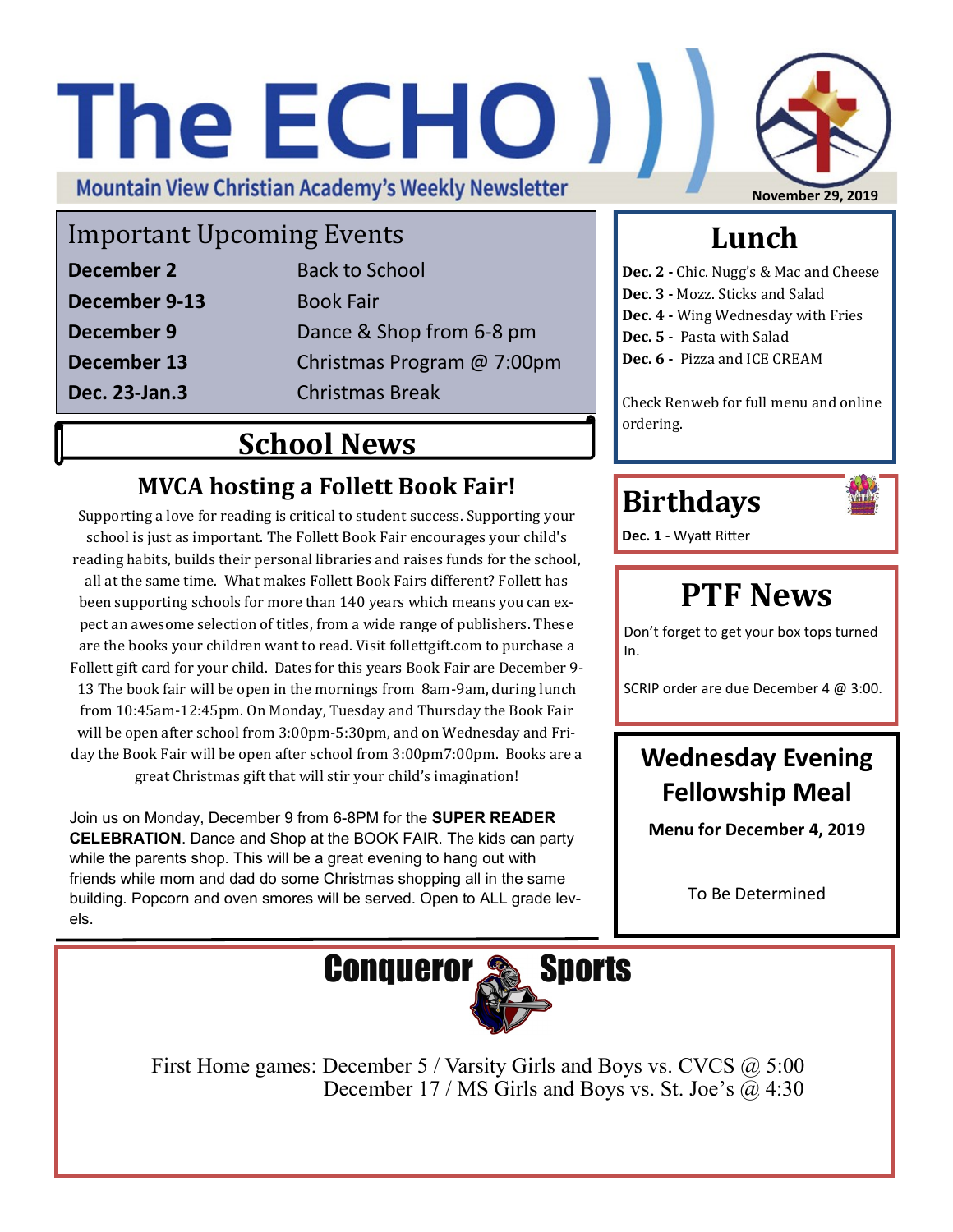# The ECHO

**Mountain View Christian Academy's Weekly Newsletter**

**November 29, 2019**

## Important Upcoming Events

| | |
|---|---|
| **December 2** | Back to School |
| **December 9-13** | Book Fair |
| **December 9** | Dance & Shop from 6-8 pm |
| **December 13** | Christmas Program @ 7:00pm |
| **Dec. 23-Jan.3** | Christmas Break |

## School News

### MVCA hosting a Follett Book Fair!

Supporting a love for reading is critical to student success. Supporting your school is just as important. The Follett Book Fair encourages your child's reading habits, builds their personal libraries and raises funds for the school, all at the same time. What makes Follett Book Fairs different? Follett has been supporting schools for more than 140 years which means you can expect an awesome selection of titles, from a wide range of publishers. These are the books your children want to read. Visit follettgift.com to purchase a Follett gift card for your child. Dates for this years Book Fair are December 9-13 The book fair will be open in the mornings from 8am-9am, during lunch from 10:45am-12:45pm. On Monday, Tuesday and Thursday the Book Fair will be open after school from 3:00pm-5:30pm, and on Wednesday and Friday the Book Fair will be open after school from 3:00pm7:00pm. Books are a great Christmas gift that will stir your child's imagination!

Join us on Monday, December 9 from 6-8PM for the **SUPER READER CELEBRATION**. Dance and Shop at the BOOK FAIR. The kids can party while the parents shop. This will be a great evening to hang out with friends while mom and dad do some Christmas shopping all in the same building. Popcorn and oven smores will be served. Open to ALL grade levels.

## Lunch

**Dec. 2 -** Chic. Nugg's & Mac and Cheese
**Dec. 3 -** Mozz. Sticks and Salad
**Dec. 4 -** Wing Wednesday with Fries
**Dec. 5 -** Pasta with Salad
**Dec. 6 -** Pizza and ICE CREAM

Check Renweb for full menu and online ordering.

## Birthdays

**Dec. 1** - Wyatt Ritter

## PTF News

Don't forget to get your box tops turned In.

SCRIP order are due December 4 @ 3:00.

## Wednesday Evening Fellowship Meal

**Menu for December 4, 2019**

To Be Determined

## Conqueror Sports

First Home games: December 5 / Varsity Girls and Boys vs. CVCS @ 5:00
December 17 / MS Girls and Boys vs. St. Joe's @ 4:30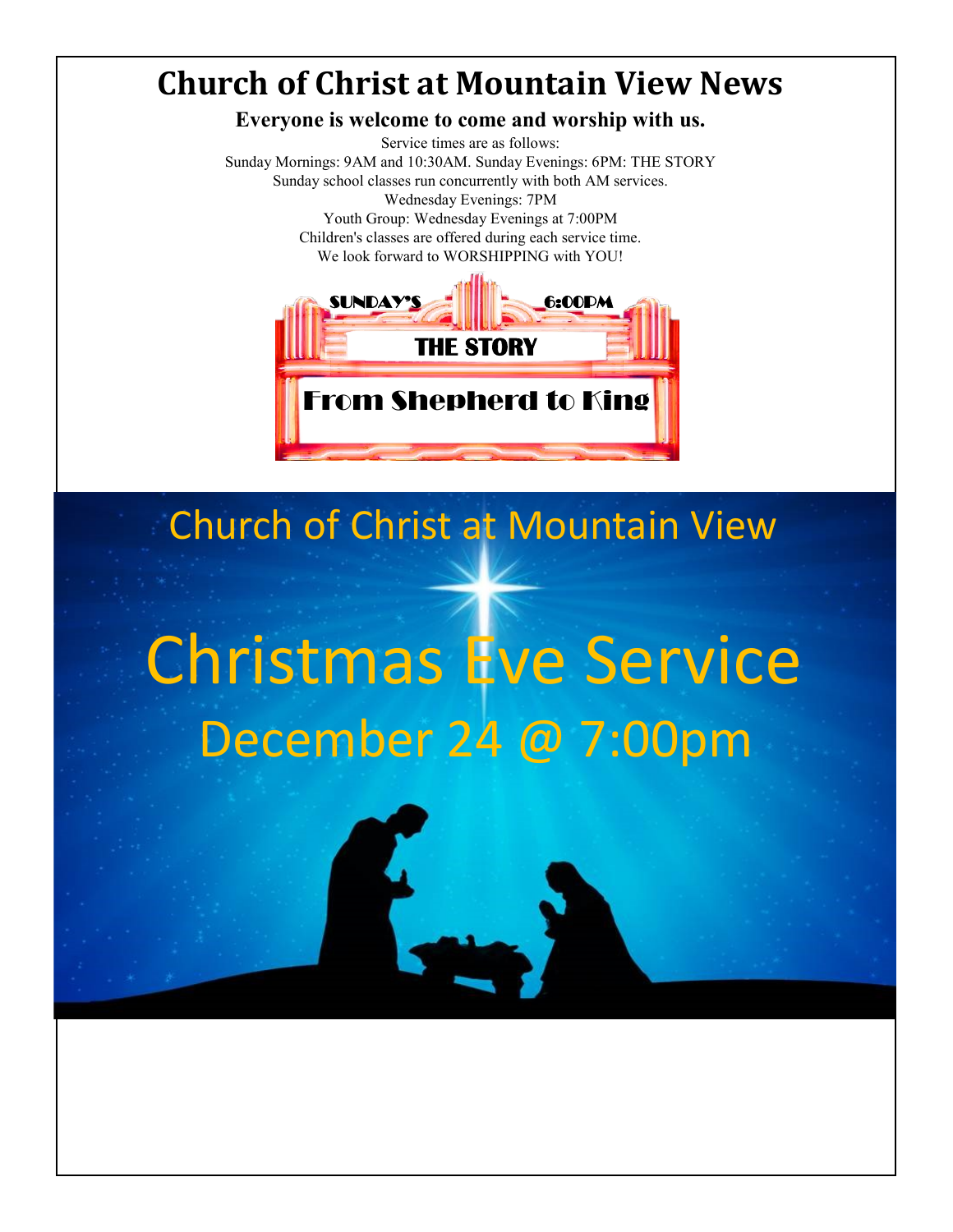# Church of Christ at Mountain View News

**Everyone is welcome to come and worship with us.**

Service times are as follows:

Sunday Mornings: 9AM and 10:30AM. Sunday Evenings: 6PM: THE STORY

Sunday school classes run concurrently with both AM services.

Wednesday Evenings: 7PM

Youth Group: Wednesday Evenings at 7:00PM

Children's classes are offered during each service time.

We look forward to WORSHIPPING with YOU!

SUNDAY'S 6:00PM

THE STORY

From Shepherd to King

Church of Christ at Mountain View

Christmas Eve Service

December 24 @ 7:00pm